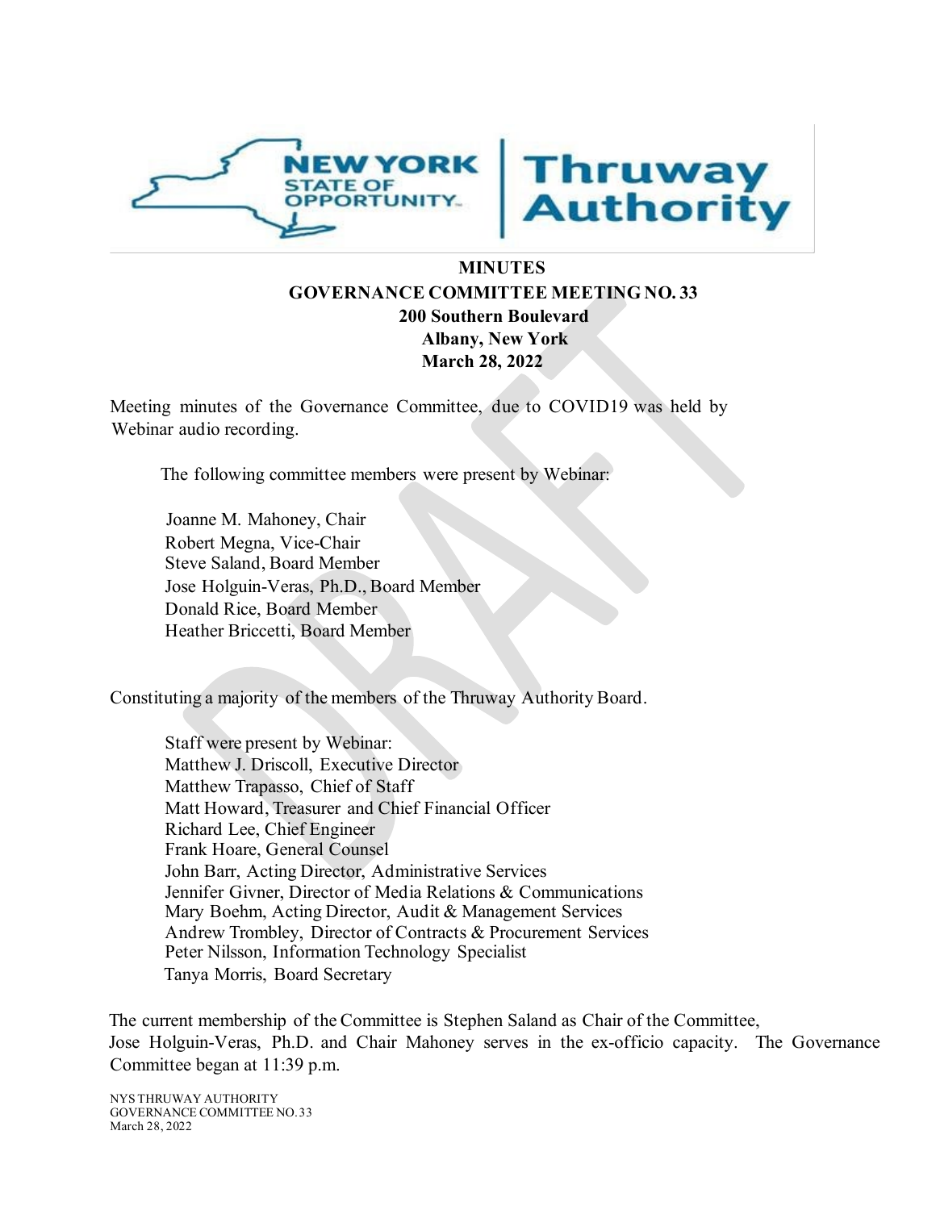**MINUTES**
**GOVERNANCE COMMITTEE MEETING NO. 33**
**200 Southern Boulevard**
**Albany, New York**
**March 28, 2022**

Meeting minutes of the Governance Committee, due to COVID19 was held by Webinar audio recording.

The following committee members were present by Webinar:

Joanne M. Mahoney, Chair
Robert Megna, Vice-Chair
Steve Saland, Board Member
Jose Holguin-Veras, Ph.D., Board Member
Donald Rice, Board Member
Heather Briccetti, Board Member

Constituting a majority of the members of the Thruway Authority Board.

Staff were present by Webinar:
Matthew J. Driscoll, Executive Director
Matthew Trapasso, Chief of Staff
Matt Howard, Treasurer and Chief Financial Officer
Richard Lee, Chief Engineer
Frank Hoare, General Counsel
John Barr, Acting Director, Administrative Services
Jennifer Givner, Director of Media Relations & Communications
Mary Boehm, Acting Director, Audit & Management Services
Andrew Trombley, Director of Contracts & Procurement Services
Peter Nilsson, Information Technology Specialist
Tanya Morris, Board Secretary

The current membership of the Committee is Stephen Saland as Chair of the Committee, Jose Holguin-Veras, Ph.D. and Chair Mahoney serves in the ex-officio capacity. The Governance Committee began at 11:39 p.m.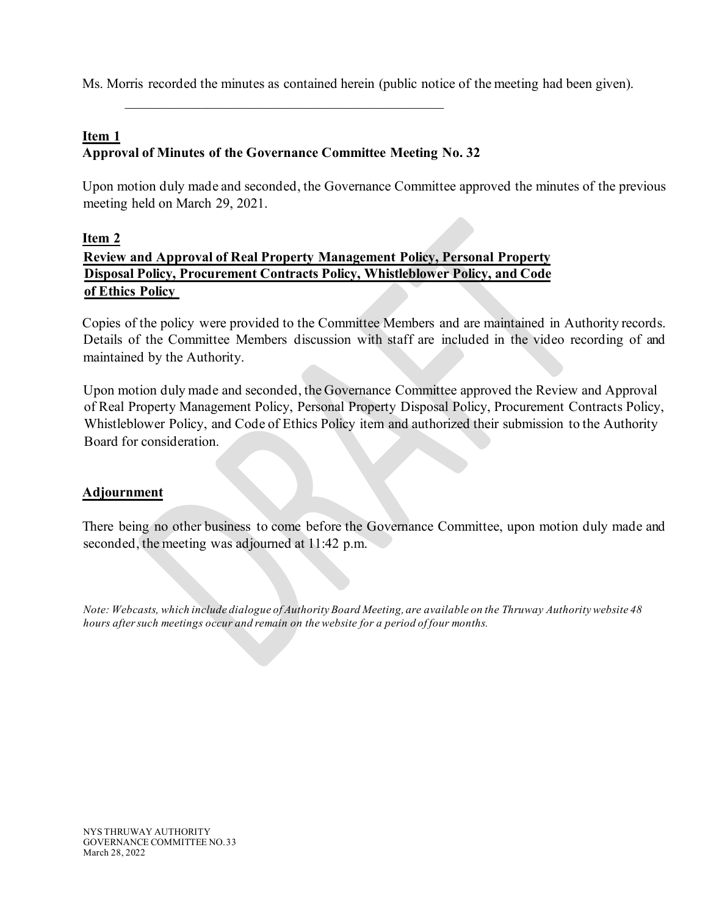Ms. Morris recorded the minutes as contained herein (public notice of the meeting had been given).

---

**Item 1**
**Approval of Minutes of the Governance Committee Meeting No. 32**

Upon motion duly made and seconded, the Governance Committee approved the minutes of the previous meeting held on March 29, 2021.

**Item 2**
**Review and Approval of Real Property Management Policy, Personal Property Disposal Policy, Procurement Contracts Policy, Whistleblower Policy, and Code of Ethics Policy**

Copies of the policy were provided to the Committee Members and are maintained in Authority records. Details of the Committee Members discussion with staff are included in the video recording of and maintained by the Authority.

Upon motion duly made and seconded, the Governance Committee approved the Review and Approval of Real Property Management Policy, Personal Property Disposal Policy, Procurement Contracts Policy, Whistleblower Policy, and Code of Ethics Policy item and authorized their submission to the Authority Board for consideration.

**Adjournment**

There being no other business to come before the Governance Committee, upon motion duly made and seconded, the meeting was adjourned at 11:42 p.m.

*Note: Webcasts, which include dialogue of Authority Board Meeting, are available on the Thruway Authority website 48 hours after such meetings occur and remain on the website for a period of four months.*

NYS THRUWAY AUTHORITY
GOVERNANCE COMMITTEE NO. 33
March 28, 2022